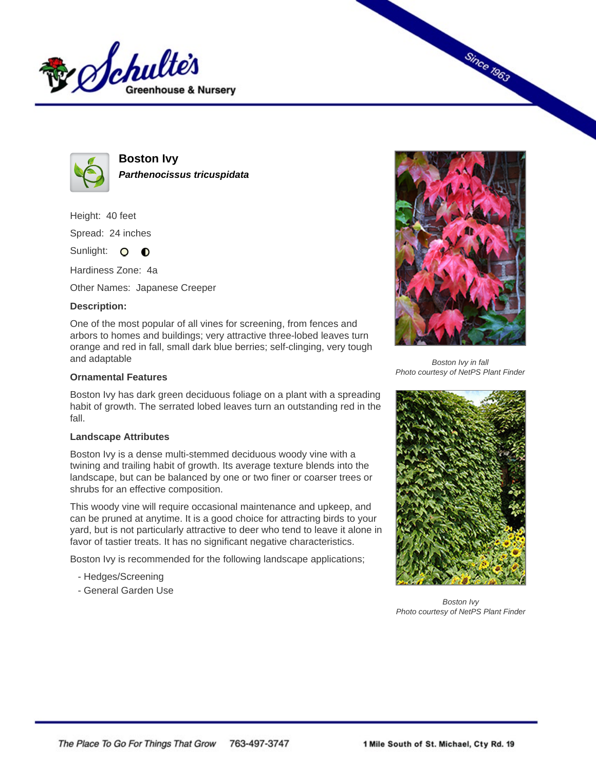# Boston Ivy

***Parthenocissus tricuspidata***

Height: 40 feet

Spread: 24 inches

Sunlight:

Hardiness Zone: 4a

Other Names: Japanese Creeper

**Description:**

One of the most popular of all vines for screening, from fences and arbors to homes and buildings; very attractive three-lobed leaves turn orange and red in fall, small dark blue berries; self-clinging, very tough and adaptable

### Ornamental Features

Boston Ivy has dark green deciduous foliage on a plant with a spreading habit of growth. The serrated lobed leaves turn an outstanding red in the fall.

### Landscape Attributes

Boston Ivy is a dense multi-stemmed deciduous woody vine with a twining and trailing habit of growth. Its average texture blends into the landscape, but can be balanced by one or two finer or coarser trees or shrubs for an effective composition.

This woody vine will require occasional maintenance and upkeep, and can be pruned at anytime. It is a good choice for attracting birds to your yard, but is not particularly attractive to deer who tend to leave it alone in favor of tastier treats. It has no significant negative characteristics.

Boston Ivy is recommended for the following landscape applications;

- Hedges/Screening
- General Garden Use

*Boston Ivy in fall*
*Photo courtesy of NetPS Plant Finder*

*Boston Ivy*
*Photo courtesy of NetPS Plant Finder*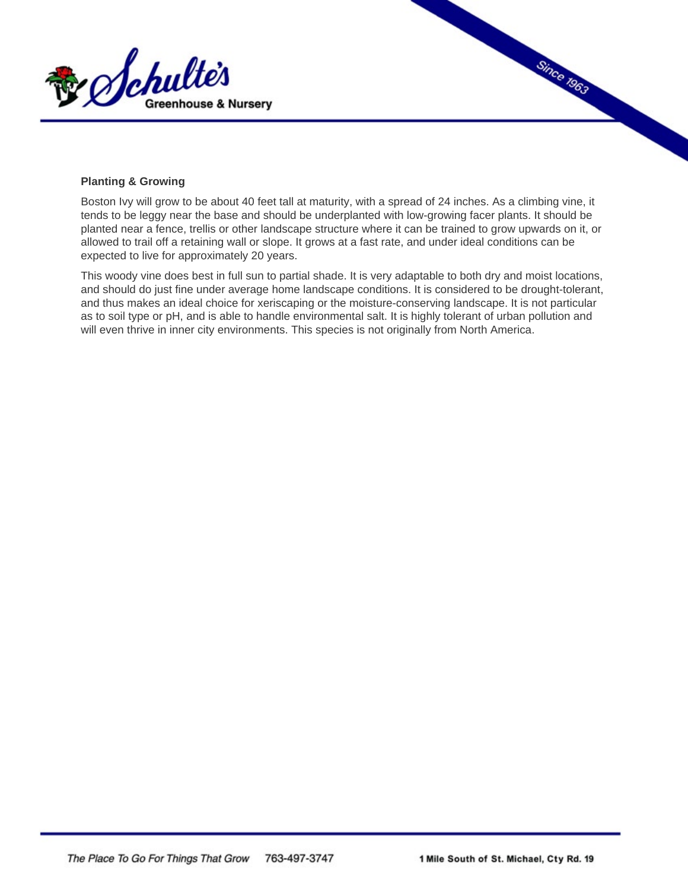**Planting & Growing**

Boston Ivy will grow to be about 40 feet tall at maturity, with a spread of 24 inches. As a climbing vine, it tends to be leggy near the base and should be underplanted with low-growing facer plants. It should be planted near a fence, trellis or other landscape structure where it can be trained to grow upwards on it, or allowed to trail off a retaining wall or slope. It grows at a fast rate, and under ideal conditions can be expected to live for approximately 20 years.

This woody vine does best in full sun to partial shade. It is very adaptable to both dry and moist locations, and should do just fine under average home landscape conditions. It is considered to be drought-tolerant, and thus makes an ideal choice for xeriscaping or the moisture-conserving landscape. It is not particular as to soil type or pH, and is able to handle environmental salt. It is highly tolerant of urban pollution and will even thrive in inner city environments. This species is not originally from North America.